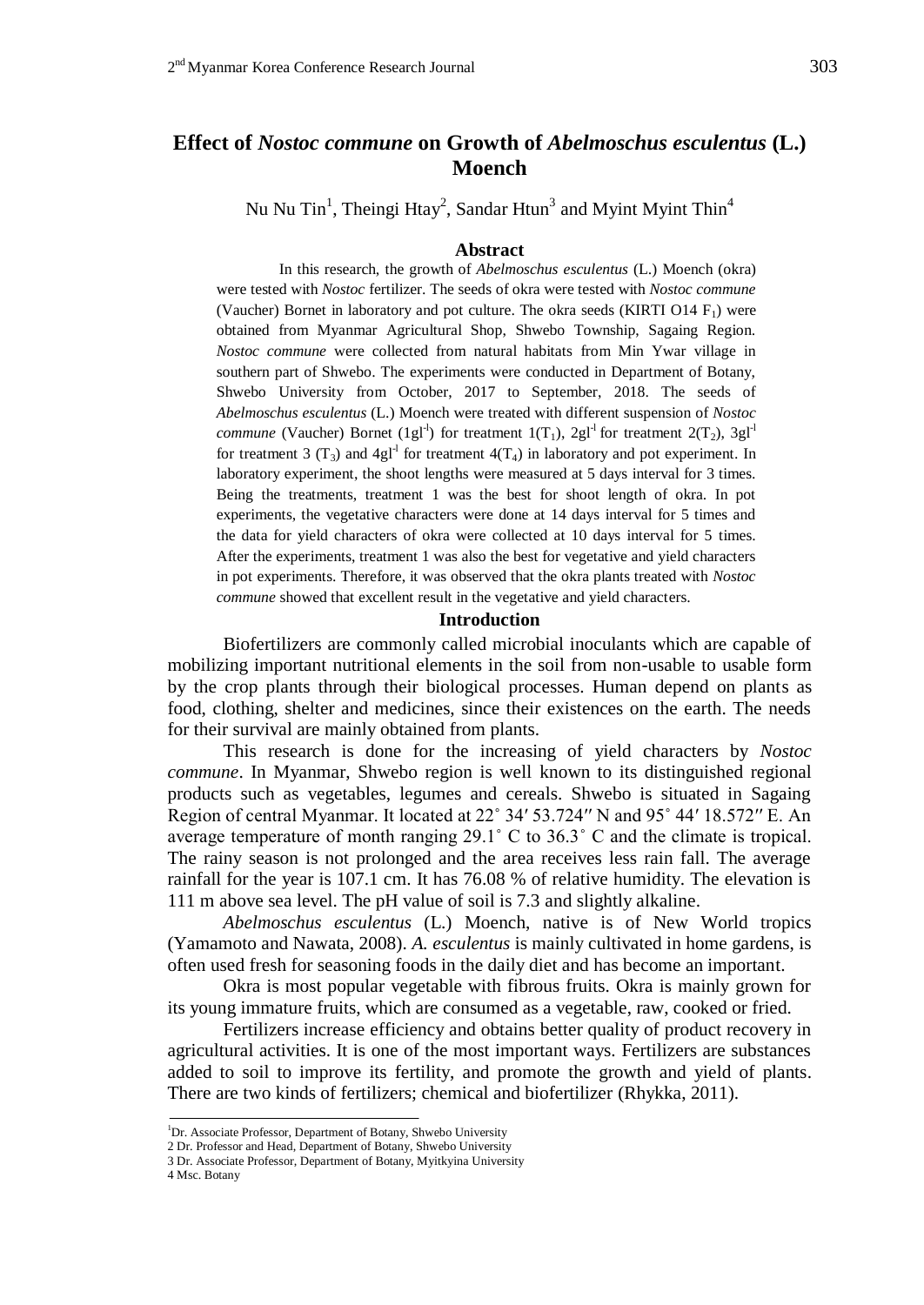# Effect of *Nostoc commune* on Growth of *Abelmoschus esculentus* (L.) Moench

Nu Nu Tin[1], Theingi Htay[2], Sandar Htun[3] and Myint Myint Thin[4]

## Abstract

In this research, the growth of *Abelmoschus esculentus* (L.) Moench (okra) were tested with *Nostoc* fertilizer. The seeds of okra were tested with *Nostoc commune* (Vaucher) Bornet in laboratory and pot culture. The okra seeds (KIRTI O14 $F_1$) were obtained from Myanmar Agricultural Shop, Shwebo Township, Sagaing Region. *Nostoc commune* were collected from natural habitats from Min Ywar village in southern part of Shwebo. The experiments were conducted in Department of Botany, Shwebo University from October, 2017 to September, 2018. The seeds of *Abelmoschus esculentus* (L.) Moench were treated with different suspension of *Nostoc commune* (Vaucher) Bornet ($1gl^{-1}$) for treatment 1($T_1$), $2gl^{-1}$ for treatment 2($T_2$), $3gl^{-1}$ for treatment 3 ($T_3$) and $4gl^{-1}$ for treatment 4($T_4$) in laboratory and pot experiment. In laboratory experiment, the shoot lengths were measured at 5 days interval for 3 times. Being the treatments, treatment 1 was the best for shoot length of okra. In pot experiments, the vegetative characters were done at 14 days interval for 5 times and the data for yield characters of okra were collected at 10 days interval for 5 times. After the experiments, treatment 1 was also the best for vegetative and yield characters in pot experiments. Therefore, it was observed that the okra plants treated with *Nostoc commune* showed that excellent result in the vegetative and yield characters.

## Introduction

Biofertilizers are commonly called microbial inoculants which are capable of mobilizing important nutritional elements in the soil from non-usable to usable form by the crop plants through their biological processes. Human depend on plants as food, clothing, shelter and medicines, since their existences on the earth. The needs for their survival are mainly obtained from plants.

This research is done for the increasing of yield characters by *Nostoc commune*. In Myanmar, Shwebo region is well known to its distinguished regional products such as vegetables, legumes and cereals. Shwebo is situated in Sagaing Region of central Myanmar. It located at 22˚ 34′ 53.724″ N and 95˚ 44′ 18.572″ E. An average temperature of month ranging 29.1˚ C to 36.3˚ C and the climate is tropical. The rainy season is not prolonged and the area receives less rain fall. The average rainfall for the year is 107.1 cm. It has 76.08 % of relative humidity. The elevation is 111 m above sea level. The pH value of soil is 7.3 and slightly alkaline.

*Abelmoschus esculentus* (L.) Moench, native is of New World tropics (Yamamoto and Nawata, 2008). *A. esculentus* is mainly cultivated in home gardens, is often used fresh for seasoning foods in the daily diet and has become an important.

Okra is most popular vegetable with fibrous fruits. Okra is mainly grown for its young immature fruits, which are consumed as a vegetable, raw, cooked or fried.

Fertilizers increase efficiency and obtains better quality of product recovery in agricultural activities. It is one of the most important ways. Fertilizers are substances added to soil to improve its fertility, and promote the growth and yield of plants. There are two kinds of fertilizers; chemical and biofertilizer (Rhykka, 2011).

---

[1] Dr. Associate Professor, Department of Botany, Shwebo University

[2] Dr. Professor and Head, Department of Botany, Shwebo University

[3] Dr. Associate Professor, Department of Botany, Myitkyina University

[4] Msc. Botany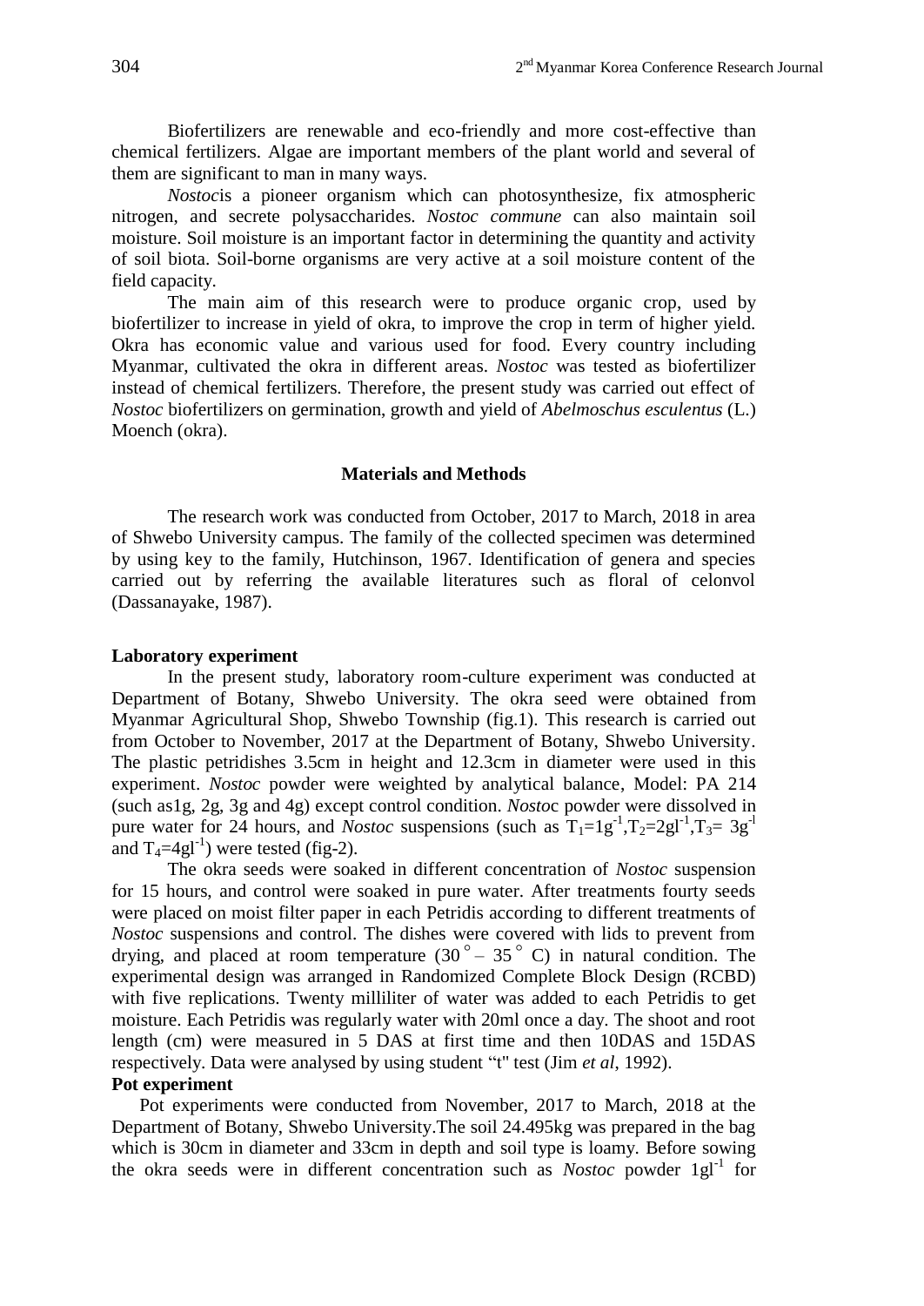Biofertilizers are renewable and eco-friendly and more cost-effective than chemical fertilizers. Algae are important members of the plant world and several of them are significant to man in many ways.

*Nostoc*is a pioneer organism which can photosynthesize, fix atmospheric nitrogen, and secrete polysaccharides. *Nostoc commune* can also maintain soil moisture. Soil moisture is an important factor in determining the quantity and activity of soil biota. Soil-borne organisms are very active at a soil moisture content of the field capacity.

The main aim of this research were to produce organic crop, used by biofertilizer to increase in yield of okra, to improve the crop in term of higher yield. Okra has economic value and various used for food. Every country including Myanmar, cultivated the okra in different areas. *Nostoc* was tested as biofertilizer instead of chemical fertilizers. Therefore, the present study was carried out effect of *Nostoc* biofertilizers on germination, growth and yield of *Abelmoschus esculentus* (L.) Moench (okra).

## Materials and Methods

The research work was conducted from October, 2017 to March, 2018 in area of Shwebo University campus. The family of the collected specimen was determined by using key to the family, Hutchinson, 1967. Identification of genera and species carried out by referring the available literatures such as floral of celonvol (Dassanayake, 1987).

### Laboratory experiment

In the present study, laboratory room-culture experiment was conducted at Department of Botany, Shwebo University. The okra seed were obtained from Myanmar Agricultural Shop, Shwebo Township (fig.1). This research is carried out from October to November, 2017 at the Department of Botany, Shwebo University. The plastic petridishes 3.5cm in height and 12.3cm in diameter were used in this experiment. *Nostoc* powder were weighted by analytical balance, Model: PA 214 (such as1g, 2g, 3g and 4g) except control condition. *Nosto*c powder were dissolved in pure water for 24 hours, and *Nostoc* suspensions (such as $T_1=1gl^{-1}$,$T_2=2gl^{-1}$,$T_3= 3g^{-1}$ and $T_4=4gl^{-1}$) were tested (fig-2).

The okra seeds were soaked in different concentration of *Nostoc* suspension for 15 hours, and control were soaked in pure water. After treatments fourty seeds were placed on moist filter paper in each Petridis according to different treatments of *Nostoc* suspensions and control. The dishes were covered with lids to prevent from drying, and placed at room temperature ($30^\circ – 35^\circ$ C) in natural condition. The experimental design was arranged in Randomized Complete Block Design (RCBD) with five replications. Twenty milliliter of water was added to each Petridis to get moisture. Each Petridis was regularly water with 20ml once a day. The shoot and root length (cm) were measured in 5 DAS at first time and then 10DAS and 15DAS respectively. Data were analysed by using student "t" test (Jim *et al*, 1992).

### Pot experiment

Pot experiments were conducted from November, 2017 to March, 2018 at the Department of Botany, Shwebo University.The soil 24.495kg was prepared in the bag which is 30cm in diameter and 33cm in depth and soil type is loamy. Before sowing the okra seeds were in different concentration such as *Nostoc* powder $1gl^{-1}$ for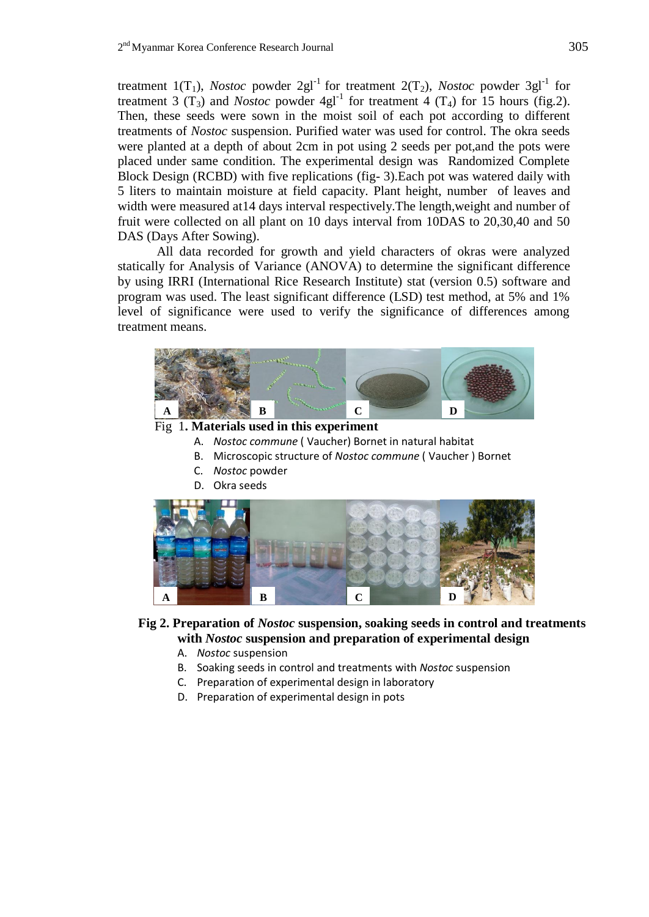treatment 1($T_1$), *Nostoc* powder $2gl^{-1}$ for treatment 2($T_2$), *Nostoc* powder $3gl^{-1}$ for treatment 3 ($T_3$) and *Nostoc* powder $4gl^{-1}$ for treatment 4 ($T_4$) for 15 hours (fig.2). Then, these seeds were sown in the moist soil of each pot according to different treatments of *Nostoc* suspension. Purified water was used for control. The okra seeds were planted at a depth of about 2cm in pot using 2 seeds per pot,and the pots were placed under same condition. The experimental design was Randomized Complete Block Design (RCBD) with five replications (fig- 3).Each pot was watered daily with 5 liters to maintain moisture at field capacity. Plant height, number of leaves and width were measured at14 days interval respectively.The length,weight and number of fruit were collected on all plant on 10 days interval from 10DAS to 20,30,40 and 50 DAS (Days After Sowing).

All data recorded for growth and yield characters of okras were analyzed statically for Analysis of Variance (ANOVA) to determine the significant difference by using IRRI (International Rice Research Institute) stat (version 0.5) software and program was used. The least significant difference (LSD) test method, at 5% and 1% level of significance were used to verify the significance of differences among treatment means.

Fig 1**. Materials used in this experiment**

A. *Nostoc commune* ( Vaucher) Bornet in natural habitat
B. Microscopic structure of *Nostoc commune* ( Vaucher ) Bornet
C. *Nostoc* powder
D. Okra seeds

**Fig 2. Preparation of *Nostoc* suspension, soaking seeds in control and treatments with *Nostoc* suspension and preparation of experimental design**

A. *Nostoc* suspension
B. Soaking seeds in control and treatments with *Nostoc* suspension
C. Preparation of experimental design in laboratory
D. Preparation of experimental design in pots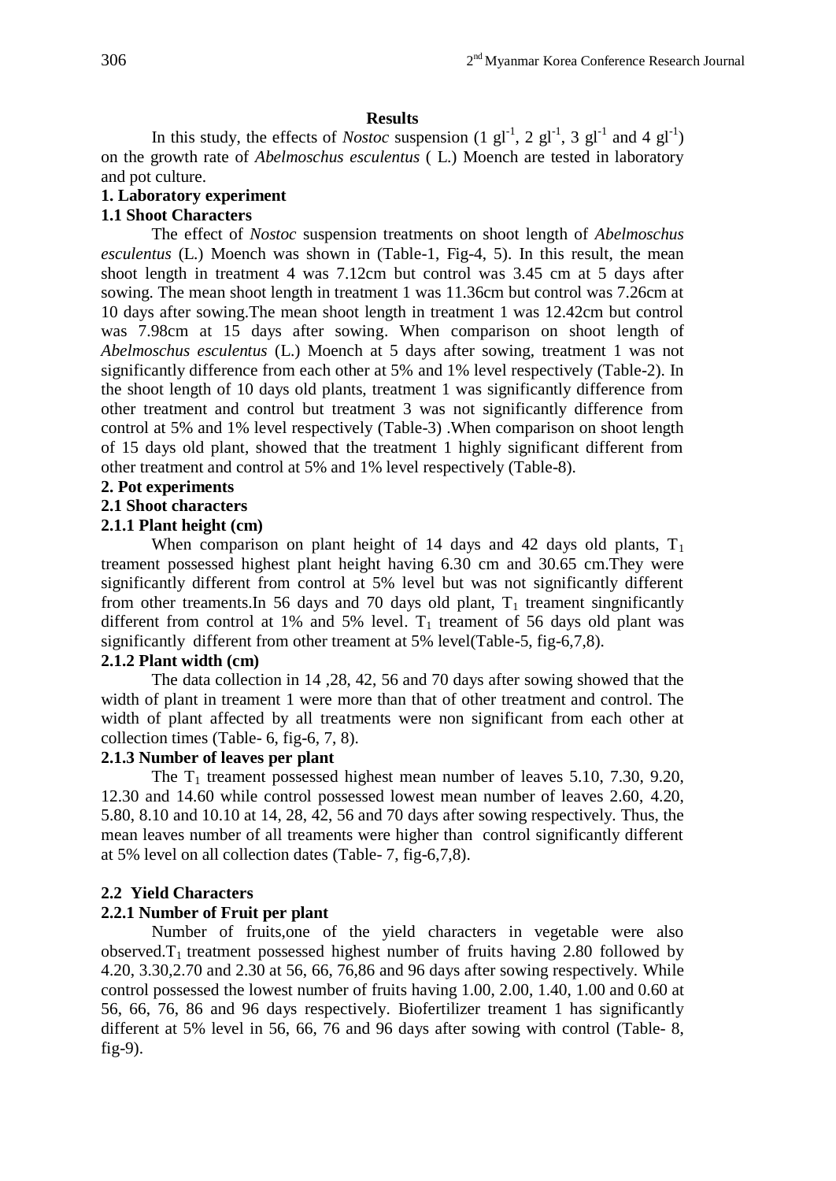**Results**

In this study, the effects of *Nostoc* suspension (1 $gl^{-1}$, 2 $gl^{-1}$, 3 $gl^{-1}$ and 4 $gl^{-1}$) on the growth rate of *Abelmoschus esculentus* ( L.) Moench are tested in laboratory and pot culture.

**1. Laboratory experiment**

**1.1 Shoot Characters**

The effect of *Nostoc* suspension treatments on shoot length of *Abelmoschus esculentus* (L.) Moench was shown in (Table-1, Fig-4, 5). In this result, the mean shoot length in treatment 4 was 7.12cm but control was 3.45 cm at 5 days after sowing. The mean shoot length in treatment 1 was 11.36cm but control was 7.26cm at 10 days after sowing.The mean shoot length in treatment 1 was 12.42cm but control was 7.98cm at 15 days after sowing. When comparison on shoot length of *Abelmoschus esculentus* (L.) Moench at 5 days after sowing, treatment 1 was not significantly difference from each other at 5% and 1% level respectively (Table-2). In the shoot length of 10 days old plants, treatment 1 was significantly difference from other treatment and control but treatment 3 was not significantly difference from control at 5% and 1% level respectively (Table-3) .When comparison on shoot length of 15 days old plant, showed that the treatment 1 highly significant different from other treatment and control at 5% and 1% level respectively (Table-8).

**2. Pot experiments**

**2.1 Shoot characters**

**2.1.1 Plant height (cm)**

When comparison on plant height of 14 days and 42 days old plants, $T_1$ treament possessed highest plant height having 6.30 cm and 30.65 cm.They were significantly different from control at 5% level but was not significantly different from other treaments.In 56 days and 70 days old plant, $T_1$ treament singnificantly different from control at 1% and 5% level. $T_1$ treament of 56 days old plant was significantly different from other treament at 5% level(Table-5, fig-6,7,8).

**2.1.2 Plant width (cm)**

The data collection in 14 ,28, 42, 56 and 70 days after sowing showed that the width of plant in treament 1 were more than that of other treatment and control. The width of plant affected by all treatments were non significant from each other at collection times (Table- 6, fig-6, 7, 8).

**2.1.3 Number of leaves per plant**

The $T_1$ treament possessed highest mean number of leaves 5.10, 7.30, 9.20, 12.30 and 14.60 while control possessed lowest mean number of leaves 2.60, 4.20, 5.80, 8.10 and 10.10 at 14, 28, 42, 56 and 70 days after sowing respectively. Thus, the mean leaves number of all treaments were higher than control significantly different at 5% level on all collection dates (Table- 7, fig-6,7,8).

**2.2 Yield Characters**

**2.2.1 Number of Fruit per plant**

Number of fruits,one of the yield characters in vegetable were also observed.$T_1$ treatment possessed highest number of fruits having 2.80 followed by 4.20, 3.30,2.70 and 2.30 at 56, 66, 76,86 and 96 days after sowing respectively. While control possessed the lowest number of fruits having 1.00, 2.00, 1.40, 1.00 and 0.60 at 56, 66, 76, 86 and 96 days respectively. Biofertilizer treament 1 has significantly different at 5% level in 56, 66, 76 and 96 days after sowing with control (Table- 8, fig-9).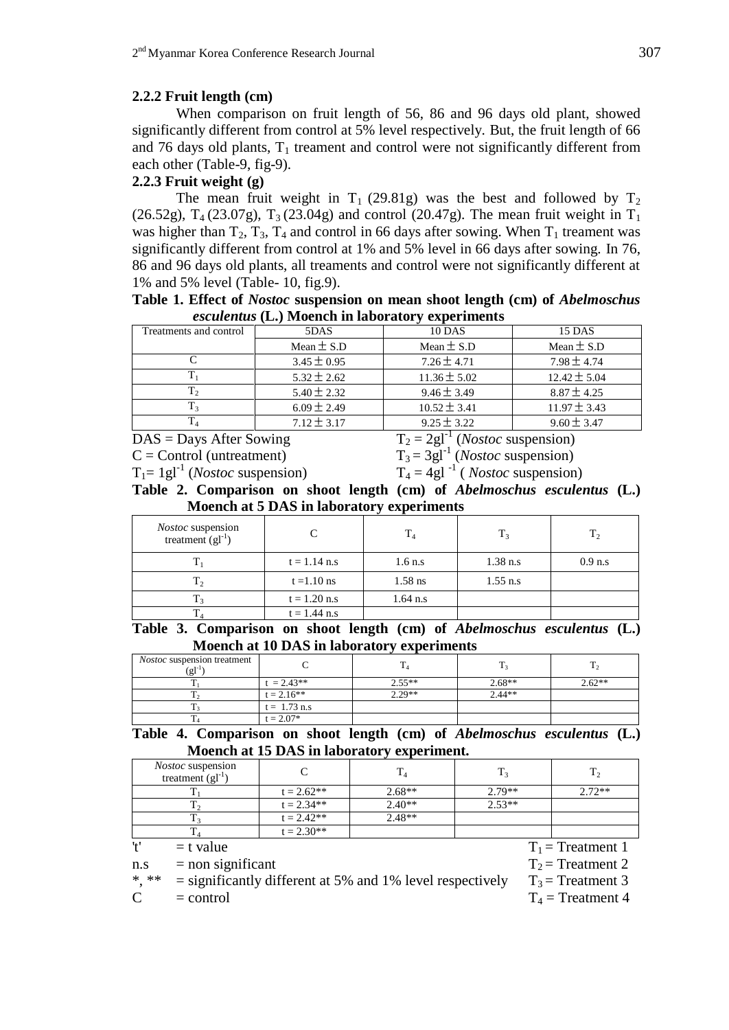### 2.2.2 Fruit length (cm)

When comparison on fruit length of 56, 86 and 96 days old plant, showed significantly different from control at 5% level respectively. But, the fruit length of 66 and 76 days old plants, $T_1$ treament and control were not significantly different from each other (Table-9, fig-9).

### 2.2.3 Fruit weight (g)

The mean fruit weight in $T_1$ (29.81g) was the best and followed by $T_2$ (26.52g), $T_4$ (23.07g), $T_3$ (23.04g) and control (20.47g). The mean fruit weight in $T_1$ was higher than $T_2$, $T_3$, $T_4$ and control in 66 days after sowing. When $T_1$ treament was significantly different from control at 1% and 5% level in 66 days after sowing. In 76, 86 and 96 days old plants, all treaments and control were not significantly different at 1% and 5% level (Table- 10, fig.9).

**Table 1. Effect of *Nostoc* suspension on mean shoot length (cm) of *Abelmoschus esculentus* (L.) Moench in laboratory experiments**

| Treatments and control | 5DAS | 10 DAS | 15 DAS |
|---|---|---|---|
| | Mean $\pm$ S.D | Mean $\pm$ S.D | Mean $\pm$ S.D |
| C | $3.45 \pm 0.95$ | $7.26 \pm 4.71$ | $7.98 \pm 4.74$ |
| $T_1$ | $5.32 \pm 2.62$ | $11.36 \pm 5.02$ | $12.42 \pm 5.04$ |
| $T_2$ | $5.40 \pm 2.32$ | $9.46 \pm 3.49$ | $8.87 \pm 4.25$ |
| $T_3$ | $6.09 \pm 2.49$ | $10.52 \pm 3.41$ | $11.97 \pm 3.43$ |
| $T_4$ | $7.12 \pm 3.17$ | $9.25 \pm 3.22$ | $9.60 \pm 3.47$ |

DAS = Days After Sowing
C = Control (untreatment)
$T_1 = 1gl^{-1}$ (*Nostoc* suspension)
$T_2 = 2gl^{-1}$ (*Nostoc* suspension)
$T_3 = 3gl^{-1}$ (*Nostoc* suspension)
$T_4 = 4gl^{-1}$ ( *Nostoc* suspension)

**Table 2. Comparison on shoot length (cm) of *Abelmoschus esculentus* (L.) Moench at 5 DAS in laboratory experiments**

| *Nostoc* suspension treatment ($gl^{-1}$) | C | $T_4$ | $T_3$ | $T_2$ |
|---|---|---|---|---|
| $T_1$ | t = 1.14 n.s | 1.6 n.s | 1.38 n.s | 0.9 n.s |
| $T_2$ | t =1.10 ns | 1.58 ns | 1.55 n.s | |
| $T_3$ | t = 1.20 n.s | 1.64 n.s | | |
| $T_4$ | t = 1.44 n.s | | | |

**Table 3. Comparison on shoot length (cm) of *Abelmoschus esculentus* (L.) Moench at 10 DAS in laboratory experiments**

| *Nostoc* suspension treatment ($gl^{-1}$) | C | $T_4$ | $T_3$ | $T_2$ |
|---|---|---|---|---|
| $T_1$ | t = 2.43** | 2.55** | 2.68** | 2.62** |
| $T_2$ | t = 2.16** | 2.29** | 2.44** | |
| $T_3$ | t = 1.73 n.s | | | |
| $T_4$ | t = 2.07* | | | |

**Table 4. Comparison on shoot length (cm) of *Abelmoschus esculentus* (L.) Moench at 15 DAS in laboratory experiment.**

| *Nostoc* suspension treatment ($gl^{-1}$) | C | $T_4$ | $T_3$ | $T_2$ |
|---|---|---|---|---|
| $T_1$ | t = 2.62** | 2.68** | 2.79** | 2.72** |
| $T_2$ | t = 2.34** | 2.40** | 2.53** | |
| $T_3$ | t = 2.42** | 2.48** | | |
| $T_4$ | t = 2.30** | | | |

't' = t value
n.s = non significant
*, ** = significantly different at 5% and 1% level respectively
C = control

$T_1$ = Treatment 1
$T_2$ = Treatment 2
$T_3$ = Treatment 3
$T_4$ = Treatment 4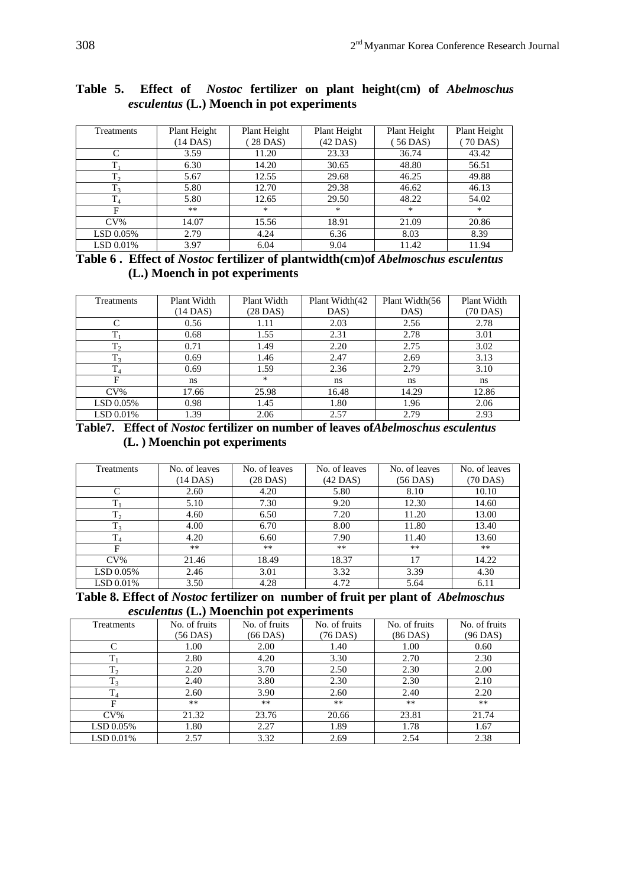**Table 5. Effect of *Nostoc* fertilizer on plant height(cm) of *Abelmoschus esculentus* (L.) Moench in pot experiments**

| Treatments | Plant Height (14 DAS) | Plant Height (28 DAS) | Plant Height (42 DAS) | Plant Height (56 DAS) | Plant Height (70 DAS) |
|---|---|---|---|---|---|
| C | 3.59 | 11.20 | 23.33 | 36.74 | 43.42 |
| $T_1$ | 6.30 | 14.20 | 30.65 | 48.80 | 56.51 |
| $T_2$ | 5.67 | 12.55 | 29.68 | 46.25 | 49.88 |
| $T_3$ | 5.80 | 12.70 | 29.38 | 46.62 | 46.13 |
| $T_4$ | 5.80 | 12.65 | 29.50 | 48.22 | 54.02 |
| F | ** | * | * | * | * |
| CV% | 14.07 | 15.56 | 18.91 | 21.09 | 20.86 |
| LSD 0.05% | 2.79 | 4.24 | 6.36 | 8.03 | 8.39 |
| LSD 0.01% | 3.97 | 6.04 | 9.04 | 11.42 | 11.94 |

**Table 6 . Effect of *Nostoc* fertilizer of plantwidth(cm)of *Abelmoschus esculentus* (L.) Moench in pot experiments**

| Treatments | Plant Width (14 DAS) | Plant Width (28 DAS) | Plant Width(42 DAS) | Plant Width(56 DAS) | Plant Width (70 DAS) |
|---|---|---|---|---|---|
| C | 0.56 | 1.11 | 2.03 | 2.56 | 2.78 |
| $T_1$ | 0.68 | 1.55 | 2.31 | 2.78 | 3.01 |
| $T_2$ | 0.71 | 1.49 | 2.20 | 2.75 | 3.02 |
| $T_3$ | 0.69 | 1.46 | 2.47 | 2.69 | 3.13 |
| $T_4$ | 0.69 | 1.59 | 2.36 | 2.79 | 3.10 |
| F | ns | * | ns | ns | ns |
| CV% | 17.66 | 25.98 | 16.48 | 14.29 | 12.86 |
| LSD 0.05% | 0.98 | 1.45 | 1.80 | 1.96 | 2.06 |
| LSD 0.01% | 1.39 | 2.06 | 2.57 | 2.79 | 2.93 |

**Table7. Effect of *Nostoc* fertilizer on number of leaves of*Abelmoschus esculentus* (L. ) Moenchin pot experiments**

| Treatments | No. of leaves (14 DAS) | No. of leaves (28 DAS) | No. of leaves (42 DAS) | No. of leaves (56 DAS) | No. of leaves (70 DAS) |
|---|---|---|---|---|---|
| C | 2.60 | 4.20 | 5.80 | 8.10 | 10.10 |
| $T_1$ | 5.10 | 7.30 | 9.20 | 12.30 | 14.60 |
| $T_2$ | 4.60 | 6.50 | 7.20 | 11.20 | 13.00 |
| $T_3$ | 4.00 | 6.70 | 8.00 | 11.80 | 13.40 |
| $T_4$ | 4.20 | 6.60 | 7.90 | 11.40 | 13.60 |
| F | ** | ** | ** | ** | ** |
| CV% | 21.46 | 18.49 | 18.37 | 17 | 14.22 |
| LSD 0.05% | 2.46 | 3.01 | 3.32 | 3.39 | 4.30 |
| LSD 0.01% | 3.50 | 4.28 | 4.72 | 5.64 | 6.11 |

**Table 8. Effect of *Nostoc* fertilizer on number of fruit per plant of *Abelmoschus esculentus* (L.) Moenchin pot experiments**

| Treatments | No. of fruits (56 DAS) | No. of fruits (66 DAS) | No. of fruits (76 DAS) | No. of fruits (86 DAS) | No. of fruits (96 DAS) |
|---|---|---|---|---|---|
| C | 1.00 | 2.00 | 1.40 | 1.00 | 0.60 |
| $T_1$ | 2.80 | 4.20 | 3.30 | 2.70 | 2.30 |
| $T_2$ | 2.20 | 3.70 | 2.50 | 2.30 | 2.00 |
| $T_3$ | 2.40 | 3.80 | 2.30 | 2.30 | 2.10 |
| $T_4$ | 2.60 | 3.90 | 2.60 | 2.40 | 2.20 |
| F | ** | ** | ** | ** | ** |
| CV% | 21.32 | 23.76 | 20.66 | 23.81 | 21.74 |
| LSD 0.05% | 1.80 | 2.27 | 1.89 | 1.78 | 1.67 |
| LSD 0.01% | 2.57 | 3.32 | 2.69 | 2.54 | 2.38 |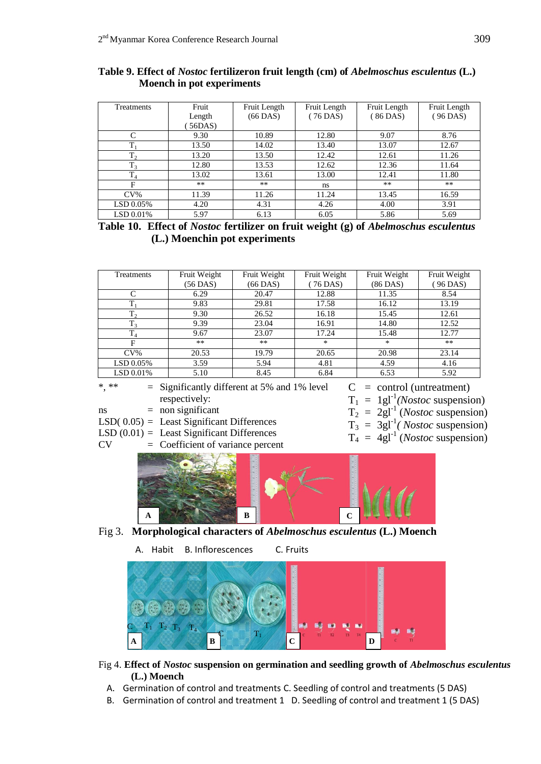**Table 9. Effect of *Nostoc* fertilizeron fruit length (cm) of *Abelmoschus esculentus* (L.) Moench in pot experiments**

| Treatments | Fruit Length ( 56DAS) | Fruit Length (66 DAS) | Fruit Length ( 76 DAS) | Fruit Length ( 86 DAS) | Fruit Length ( 96 DAS) |
|---|---|---|---|---|---|
| C | 9.30 | 10.89 | 12.80 | 9.07 | 8.76 |
| $T_1$ | 13.50 | 14.02 | 13.40 | 13.07 | 12.67 |
| $T_2$ | 13.20 | 13.50 | 12.42 | 12.61 | 11.26 |
| $T_3$ | 12.80 | 13.53 | 12.62 | 12.36 | 11.64 |
| $T_4$ | 13.02 | 13.61 | 13.00 | 12.41 | 11.80 |
| F | ** | ** | ns | ** | ** |
| CV% | 11.39 | 11.26 | 11.24 | 13.45 | 16.59 |
| LSD 0.05% | 4.20 | 4.31 | 4.26 | 4.00 | 3.91 |
| LSD 0.01% | 5.97 | 6.13 | 6.05 | 5.86 | 5.69 |

**Table 10. Effect of *Nostoc* fertilizer on fruit weight (g) of *Abelmoschus esculentus* (L.) Moenchin pot experiments**

| Treatments | Fruit Weight (56 DAS) | Fruit Weight (66 DAS) | Fruit Weight ( 76 DAS) | Fruit Weight (86 DAS) | Fruit Weight ( 96 DAS) |
|---|---|---|---|---|---|
| C | 6.29 | 20.47 | 12.88 | 11.35 | 8.54 |
| $T_1$ | 9.83 | 29.81 | 17.58 | 16.12 | 13.19 |
| $T_2$ | 9.30 | 26.52 | 16.18 | 15.45 | 12.61 |
| $T_3$ | 9.39 | 23.04 | 16.91 | 14.80 | 12.52 |
| $T_4$ | 9.67 | 23.07 | 17.24 | 15.48 | 12.77 |
| F | ** | ** | * | * | ** |
| CV% | 20.53 | 19.79 | 20.65 | 20.98 | 23.14 |
| LSD 0.05% | 3.59 | 5.94 | 4.81 | 4.59 | 4.16 |
| LSD 0.01% | 5.10 | 8.45 | 6.84 | 6.53 | 5.92 |

*, ** = Significantly different at 5% and 1% level respectively:
ns = non significant
LSD( 0.05) = Least Significant Differences
LSD (0.01) = Least Significant Differences
CV = Coefficient of variance percent

C = control (untreatment)
$T_1$ = $1gl^{-1}$(*Nostoc* suspension)
$T_2$ = $2gl^{-1}$ (*Nostoc* suspension)
$T_3$ = $3gl^{-1}$( *Nostoc* suspension)
$T_4$ = $4gl^{-1}$ (*Nostoc* suspension)

Fig 3. **Morphological characters of *Abelmoschus esculentus* (L.) Moench**

A. Habit B. Inflorescences C. Fruits

Fig 4. **Effect of *Nostoc* suspension on germination and seedling growth of *Abelmoschus esculentus* (L.) Moench**

A. Germination of control and treatments C. Seedling of control and treatments (5 DAS)
B. Germination of control and treatment 1 D. Seedling of control and treatment 1 (5 DAS)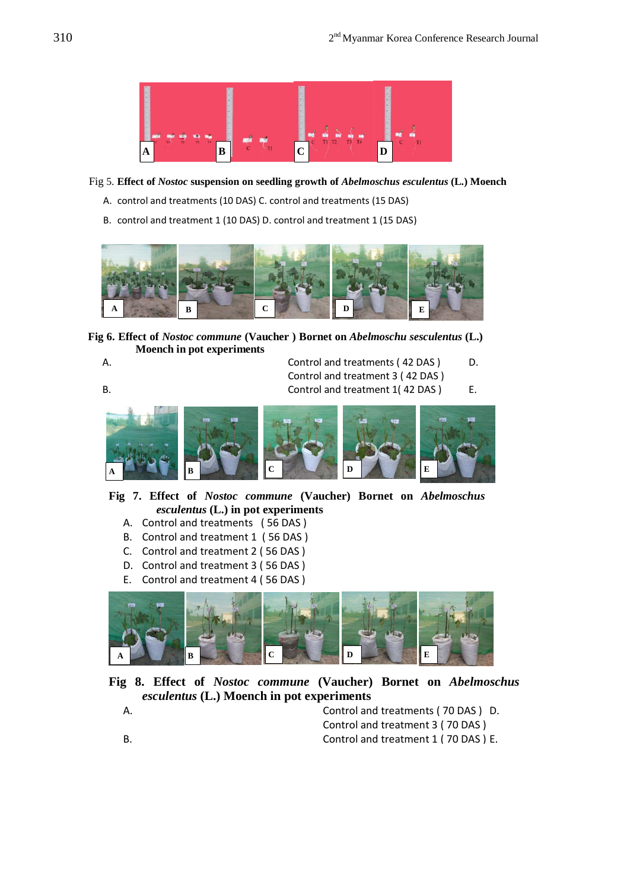Fig 5. **Effect of *Nostoc* suspension on seedling growth of *Abelmoschus esculentus* (L.) Moench**

A. control and treatments (10 DAS) C. control and treatments (15 DAS)

B. control and treatment 1 (10 DAS) D. control and treatment 1 (15 DAS)

**Fig 6. Effect of *Nostoc commune* (Vaucher ) Bornet on *Abelmoschu sesculentus* (L.) Moench in pot experiments**

A. Control and treatments ( 42 DAS ) D. Control and treatment 3 ( 42 DAS )

B. Control and treatment 1( 42 DAS ) E.

**Fig 7. Effect of *Nostoc commune* (Vaucher) Bornet on *Abelmoschus esculentus* (L.) in pot experiments**

A. Control and treatments ( 56 DAS )
B. Control and treatment 1 ( 56 DAS )
C. Control and treatment 2 ( 56 DAS )
D. Control and treatment 3 ( 56 DAS )
E. Control and treatment 4 ( 56 DAS )

**Fig 8. Effect of *Nostoc commune* (Vaucher) Bornet on *Abelmoschus esculentus* (L.) Moench in pot experiments**

A. Control and treatments ( 70 DAS ) D. Control and treatment 3 ( 70 DAS )

B. Control and treatment 1 ( 70 DAS ) E.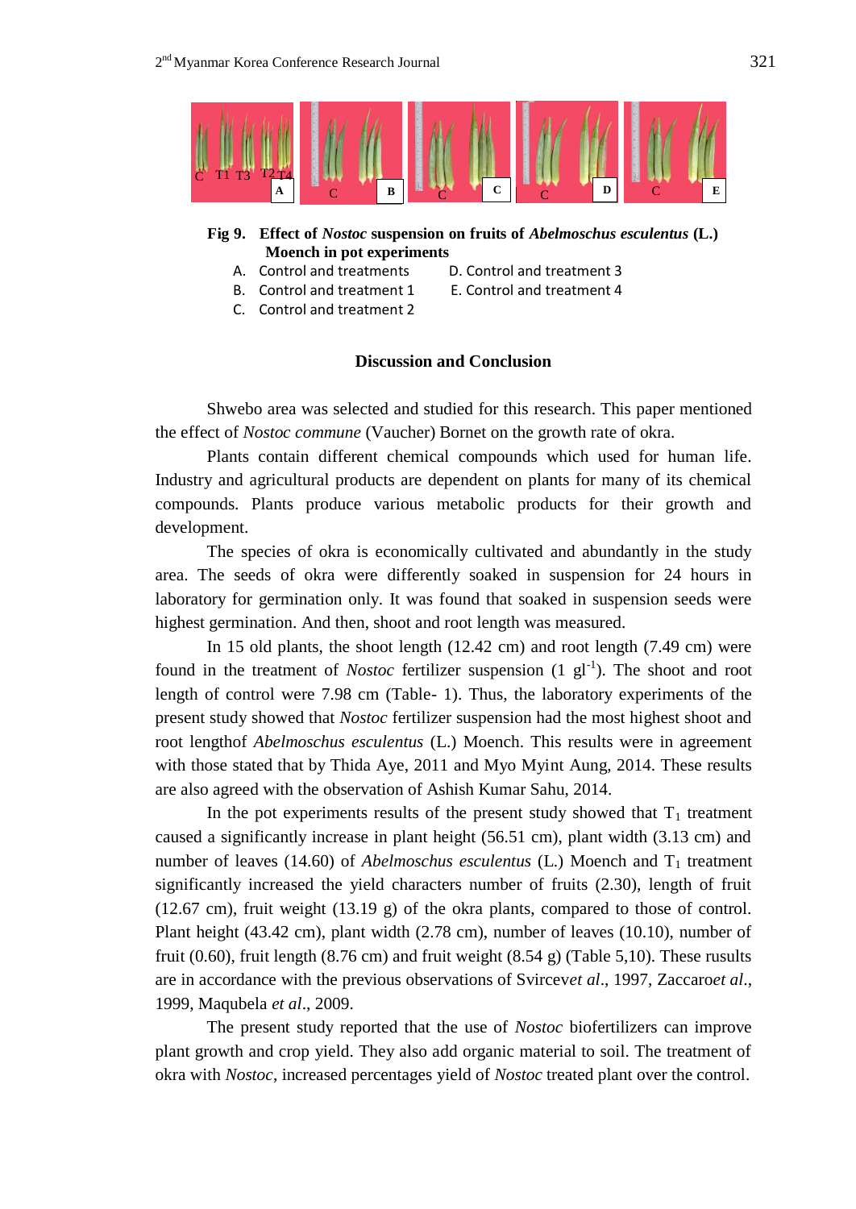**Fig 9. Effect of *Nostoc* suspension on fruits of *Abelmoschus esculentus* (L.) Moench in pot experiments**

A. Control and treatments
B. Control and treatment 1
C. Control and treatment 2
D. Control and treatment 3
E. Control and treatment 4

## Discussion and Conclusion

Shwebo area was selected and studied for this research. This paper mentioned the effect of *Nostoc commune* (Vaucher) Bornet on the growth rate of okra.

Plants contain different chemical compounds which used for human life. Industry and agricultural products are dependent on plants for many of its chemical compounds. Plants produce various metabolic products for their growth and development.

The species of okra is economically cultivated and abundantly in the study area. The seeds of okra were differently soaked in suspension for 24 hours in laboratory for germination only. It was found that soaked in suspension seeds were highest germination. And then, shoot and root length was measured.

In 15 old plants, the shoot length (12.42 cm) and root length (7.49 cm) were found in the treatment of *Nostoc* fertilizer suspension (1 $gl^{-1}$). The shoot and root length of control were 7.98 cm (Table- 1). Thus, the laboratory experiments of the present study showed that *Nostoc* fertilizer suspension had the most highest shoot and root lengthof *Abelmoschus esculentus* (L.) Moench. This results were in agreement with those stated that by Thida Aye, 2011 and Myo Myint Aung, 2014. These results are also agreed with the observation of Ashish Kumar Sahu, 2014.

In the pot experiments results of the present study showed that $T_1$ treatment caused a significantly increase in plant height (56.51 cm), plant width (3.13 cm) and number of leaves (14.60) of *Abelmoschus esculentus* (L.) Moench and $T_1$ treatment significantly increased the yield characters number of fruits (2.30), length of fruit (12.67 cm), fruit weight (13.19 g) of the okra plants, compared to those of control. Plant height (43.42 cm), plant width (2.78 cm), number of leaves (10.10), number of fruit (0.60), fruit length (8.76 cm) and fruit weight (8.54 g) (Table 5,10). These rusults are in accordance with the previous observations of Svircev*et al*., 1997, Zaccaro*et al*., 1999, Maqubela *et al*., 2009.

The present study reported that the use of *Nostoc* biofertilizers can improve plant growth and crop yield. They also add organic material to soil. The treatment of okra with *Nostoc*, increased percentages yield of *Nostoc* treated plant over the control.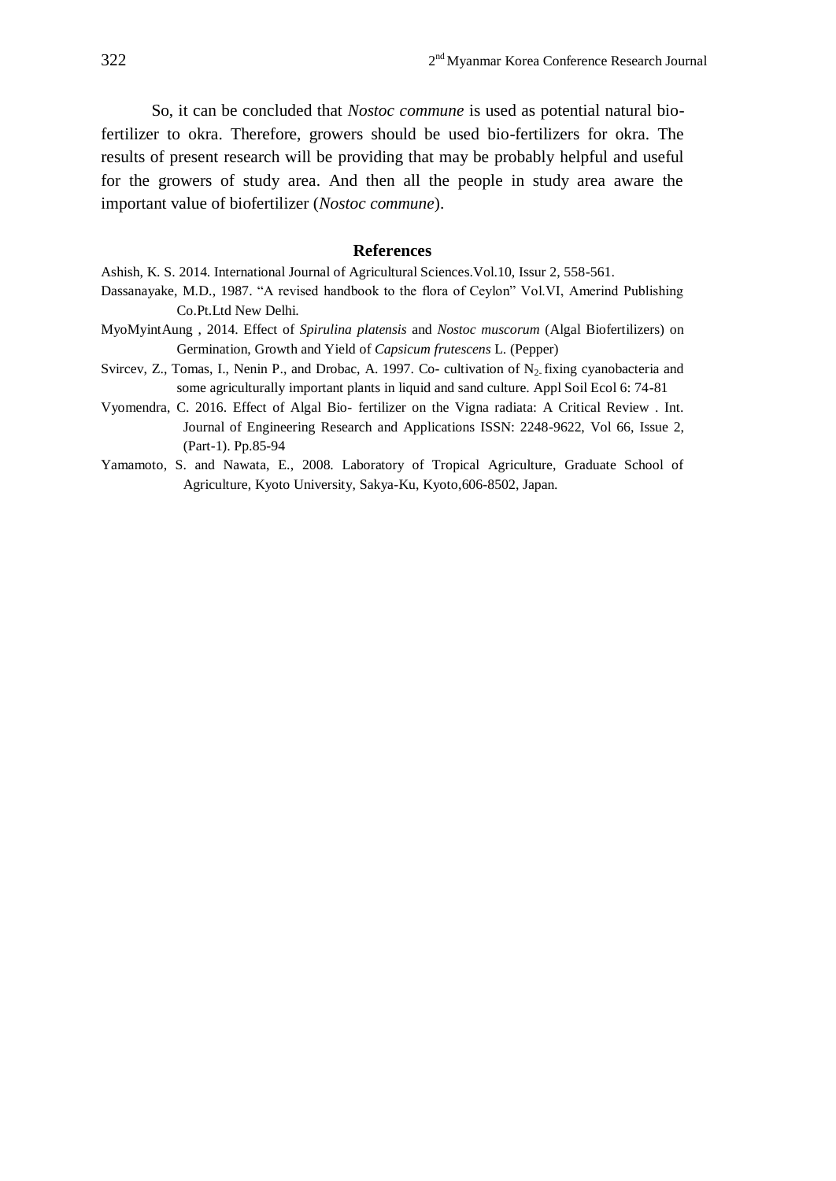So, it can be concluded that *Nostoc commune* is used as potential natural bio-fertilizer to okra. Therefore, growers should be used bio-fertilizers for okra. The results of present research will be providing that may be probably helpful and useful for the growers of study area. And then all the people in study area aware the important value of biofertilizer (*Nostoc commune*).

## References

Ashish, K. S. 2014. International Journal of Agricultural Sciences.Vol.10, Issur 2, 558-561.

Dassanayake, M.D., 1987. "A revised handbook to the flora of Ceylon" Vol.VI, Amerind Publishing Co.Pt.Ltd New Delhi.

MyoMyintAung , 2014. Effect of *Spirulina platensis* and *Nostoc muscorum* (Algal Biofertilizers) on Germination, Growth and Yield of *Capsicum frutescens* L. (Pepper)

Svircev, Z., Tomas, I., Nenin P., and Drobac, A. 1997. Co- cultivation of $N_2$- fixing cyanobacteria and some agriculturally important plants in liquid and sand culture. Appl Soil Ecol 6: 74-81

Vyomendra, C. 2016. Effect of Algal Bio- fertilizer on the Vigna radiata: A Critical Review . Int. Journal of Engineering Research and Applications ISSN: 2248-9622, Vol 66, Issue 2, (Part-1). Pp.85-94

Yamamoto, S. and Nawata, E., 2008. Laboratory of Tropical Agriculture, Graduate School of Agriculture, Kyoto University, Sakya-Ku, Kyoto,606-8502, Japan.